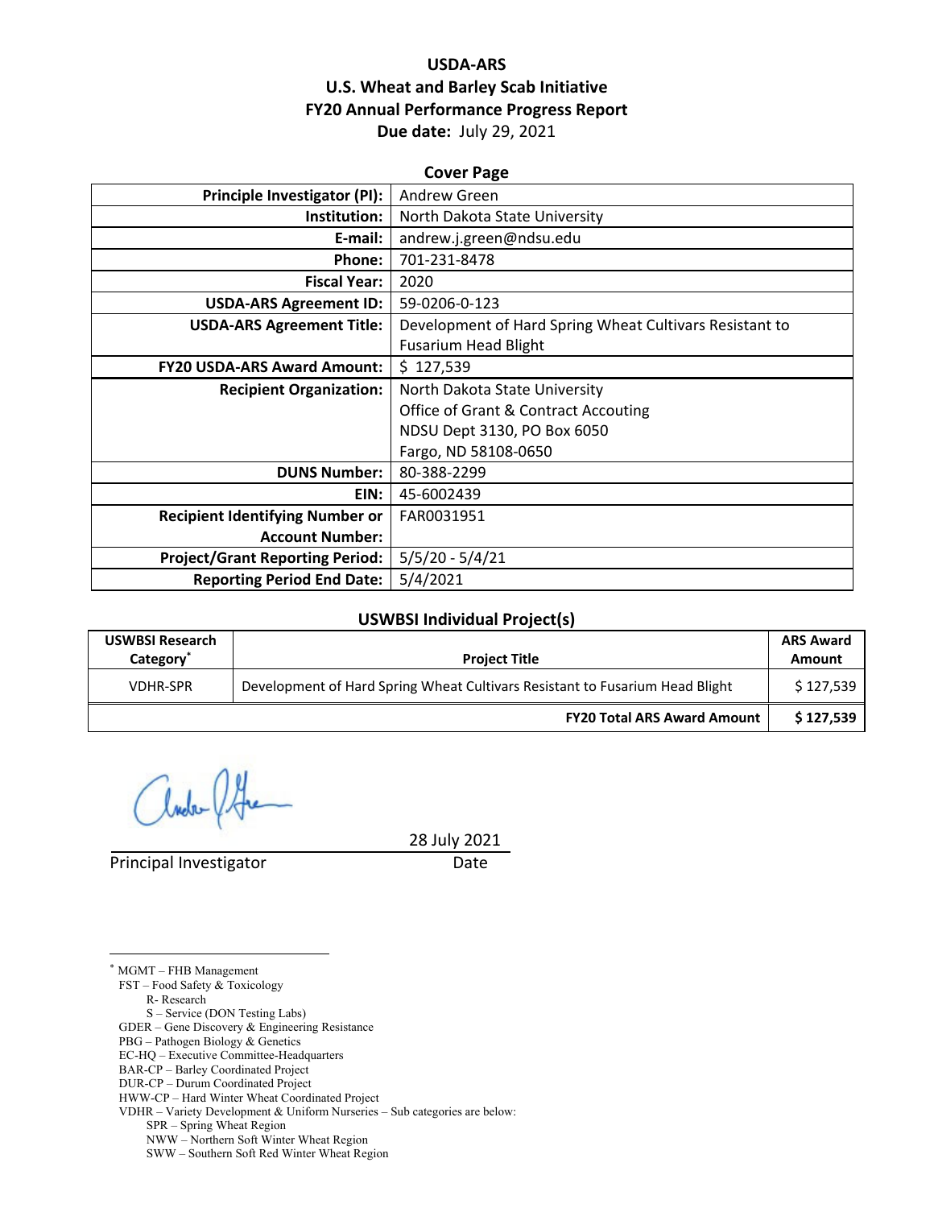# USDA-ARS
## U.S. Wheat and Barley Scab Initiative
## FY20 Annual Performance Progress Report
**Due date:** July 29, 2021

### Cover Page

| | |
|---|---|
| **Principle Investigator (PI):** | Andrew Green |
| **Institution:** | North Dakota State University |
| **E-mail:** | andrew.j.green@ndsu.edu |
| **Phone:** | 701-231-8478 |
| **Fiscal Year:** | 2020 |
| **USDA-ARS Agreement ID:** | 59-0206-0-123 |
| **USDA-ARS Agreement Title:** | Development of Hard Spring Wheat Cultivars Resistant to Fusarium Head Blight |
| **FY20 USDA-ARS Award Amount:** | $ 127,539 |
| **Recipient Organization:** | North Dakota State University<br>Office of Grant & Contract Accouting<br>NDSU Dept 3130, PO Box 6050<br>Fargo, ND 58108-0650 |
| **DUNS Number:** | 80-388-2299 |
| **EIN:** | 45-6002439 |
| **Recipient Identifying Number or Account Number:** | FAR0031951 |
| **Project/Grant Reporting Period:** | 5/5/20 - 5/4/21 |
| **Reporting Period End Date:** | 5/4/2021 |

### USWBSI Individual Project(s)

| USWBSI Research Category* | Project Title | ARS Award Amount |
|---|---|---|
| VDHR-SPR | Development of Hard Spring Wheat Cultivars Resistant to Fusarium Head Blight | $ 127,539 |
| | **FY20 Total ARS Award Amount** | **$ 127,539** |

Principal Investigator  Date: 28 July 2021

---

* MGMT – FHB Management
FST – Food Safety & Toxicology
  R- Research
  S – Service (DON Testing Labs)
GDER – Gene Discovery & Engineering Resistance
PBG – Pathogen Biology & Genetics
EC-HQ – Executive Committee-Headquarters
BAR-CP – Barley Coordinated Project
DUR-CP – Durum Coordinated Project
HWW-CP – Hard Winter Wheat Coordinated Project
VDHR – Variety Development & Uniform Nurseries – Sub categories are below:
  SPR – Spring Wheat Region
  NWW – Northern Soft Winter Wheat Region
  SWW – Southern Soft Red Winter Wheat Region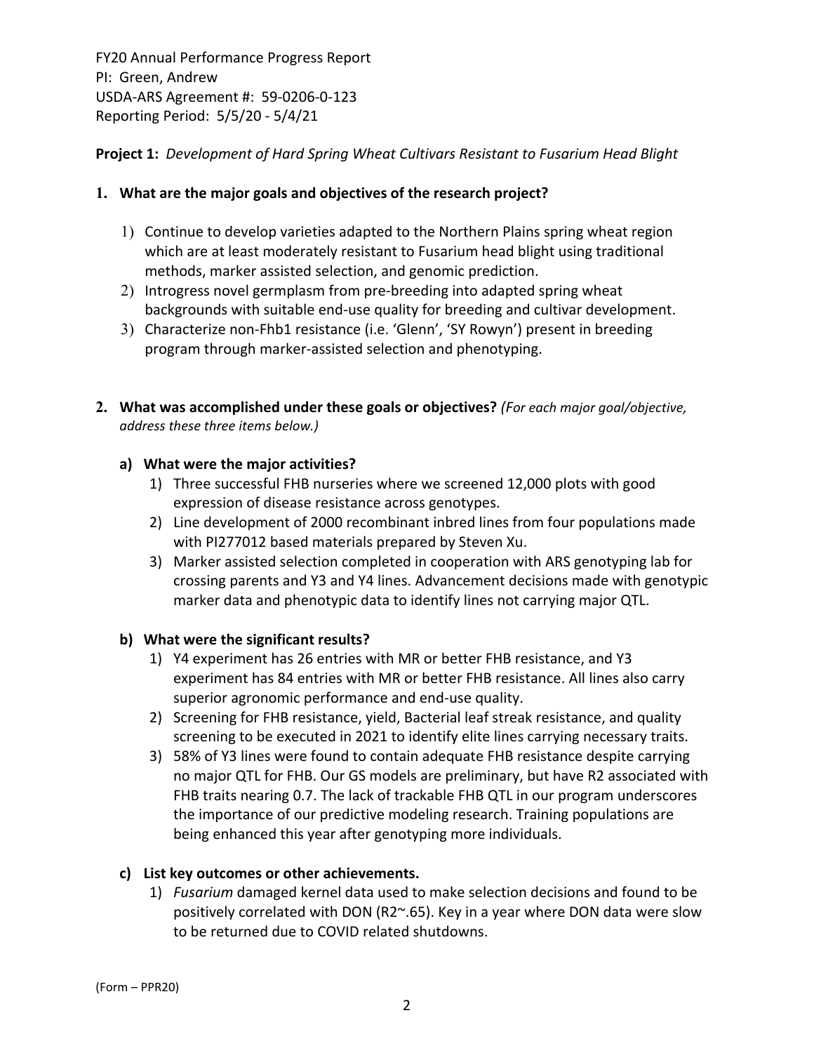FY20 Annual Performance Progress Report
PI: Green, Andrew
USDA-ARS Agreement #: 59-0206-0-123
Reporting Period: 5/5/20 - 5/4/21

**Project 1:** *Development of Hard Spring Wheat Cultivars Resistant to Fusarium Head Blight*

**1. What are the major goals and objectives of the research project?**

1) Continue to develop varieties adapted to the Northern Plains spring wheat region which are at least moderately resistant to Fusarium head blight using traditional methods, marker assisted selection, and genomic prediction.
2) Introgress novel germplasm from pre-breeding into adapted spring wheat backgrounds with suitable end-use quality for breeding and cultivar development.
3) Characterize non-Fhb1 resistance (i.e. 'Glenn', 'SY Rowyn') present in breeding program through marker-assisted selection and phenotyping.

**2. What was accomplished under these goals or objectives?** *(For each major goal/objective, address these three items below.)*

**a) What were the major activities?**

1) Three successful FHB nurseries where we screened 12,000 plots with good expression of disease resistance across genotypes.
2) Line development of 2000 recombinant inbred lines from four populations made with PI277012 based materials prepared by Steven Xu.
3) Marker assisted selection completed in cooperation with ARS genotyping lab for crossing parents and Y3 and Y4 lines. Advancement decisions made with genotypic marker data and phenotypic data to identify lines not carrying major QTL.

**b) What were the significant results?**

1) Y4 experiment has 26 entries with MR or better FHB resistance, and Y3 experiment has 84 entries with MR or better FHB resistance. All lines also carry superior agronomic performance and end-use quality.
2) Screening for FHB resistance, yield, Bacterial leaf streak resistance, and quality screening to be executed in 2021 to identify elite lines carrying necessary traits.
3) 58% of Y3 lines were found to contain adequate FHB resistance despite carrying no major QTL for FHB. Our GS models are preliminary, but have R2 associated with FHB traits nearing 0.7. The lack of trackable FHB QTL in our program underscores the importance of our predictive modeling research. Training populations are being enhanced this year after genotyping more individuals.

**c) List key outcomes or other achievements.**

1) *Fusarium* damaged kernel data used to make selection decisions and found to be positively correlated with DON (R2~.65). Key in a year where DON data were slow to be returned due to COVID related shutdowns.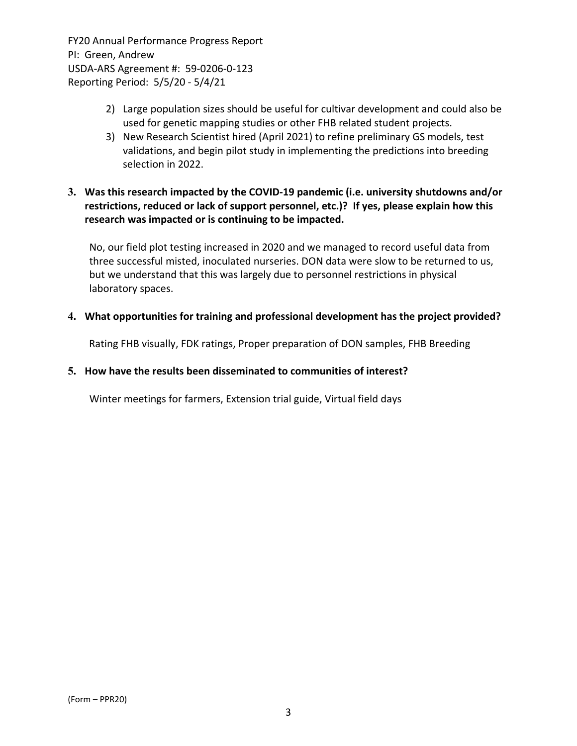2) Large population sizes should be useful for cultivar development and could also be used for genetic mapping studies or other FHB related student projects.
3) New Research Scientist hired (April 2021) to refine preliminary GS models, test validations, and begin pilot study in implementing the predictions into breeding selection in 2022.

**3. Was this research impacted by the COVID-19 pandemic (i.e. university shutdowns and/or restrictions, reduced or lack of support personnel, etc.)? If yes, please explain how this research was impacted or is continuing to be impacted.**

No, our field plot testing increased in 2020 and we managed to record useful data from three successful misted, inoculated nurseries. DON data were slow to be returned to us, but we understand that this was largely due to personnel restrictions in physical laboratory spaces.

**4. What opportunities for training and professional development has the project provided?**

Rating FHB visually, FDK ratings, Proper preparation of DON samples, FHB Breeding

**5. How have the results been disseminated to communities of interest?**

Winter meetings for farmers, Extension trial guide, Virtual field days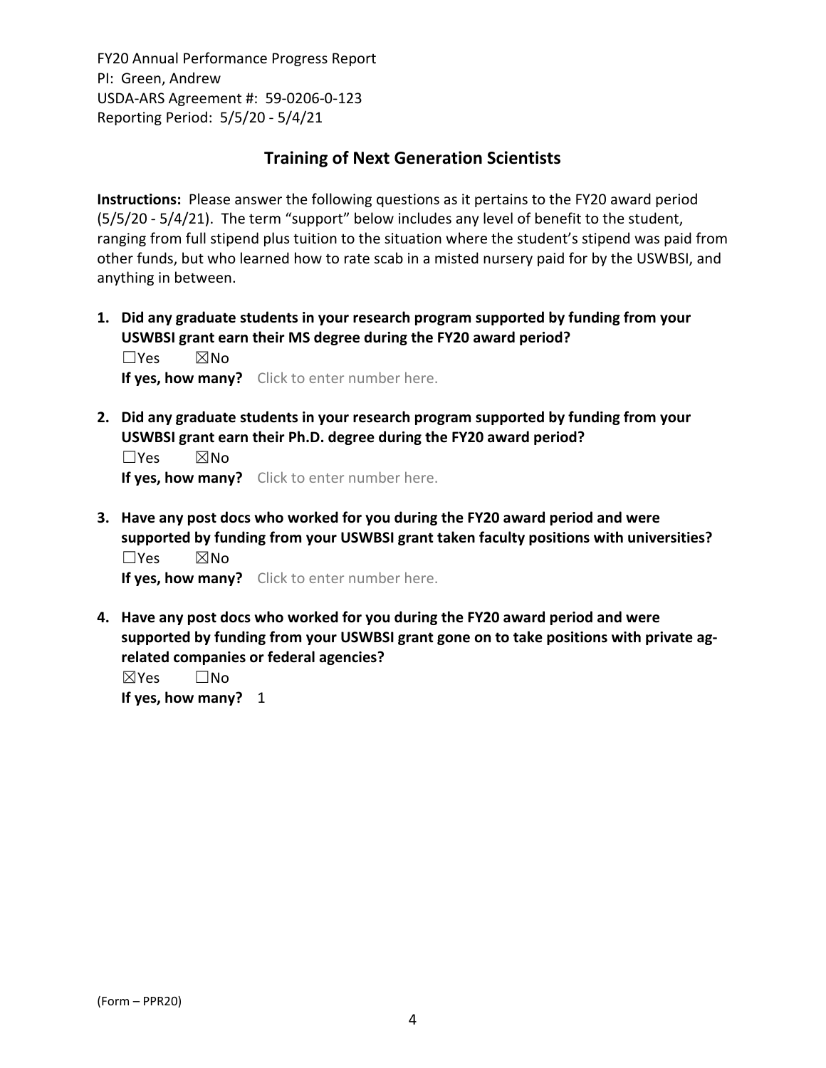## Training of Next Generation Scientists

**Instructions:** Please answer the following questions as it pertains to the FY20 award period (5/5/20 - 5/4/21). The term "support" below includes any level of benefit to the student, ranging from full stipend plus tuition to the situation where the student's stipend was paid from other funds, but who learned how to rate scab in a misted nursery paid for by the USWBSI, and anything in between.

1. **Did any graduate students in your research program supported by funding from your USWBSI grant earn their MS degree during the FY20 award period?**
   ☐Yes ☒No
   **If yes, how many?** Click to enter number here.

2. **Did any graduate students in your research program supported by funding from your USWBSI grant earn their Ph.D. degree during the FY20 award period?**
   ☐Yes ☒No
   **If yes, how many?** Click to enter number here.

3. **Have any post docs who worked for you during the FY20 award period and were supported by funding from your USWBSI grant taken faculty positions with universities?**
   ☐Yes ☒No
   **If yes, how many?** Click to enter number here.

4. **Have any post docs who worked for you during the FY20 award period and were supported by funding from your USWBSI grant gone on to take positions with private ag-related companies or federal agencies?**
   ☒Yes ☐No
   **If yes, how many?** 1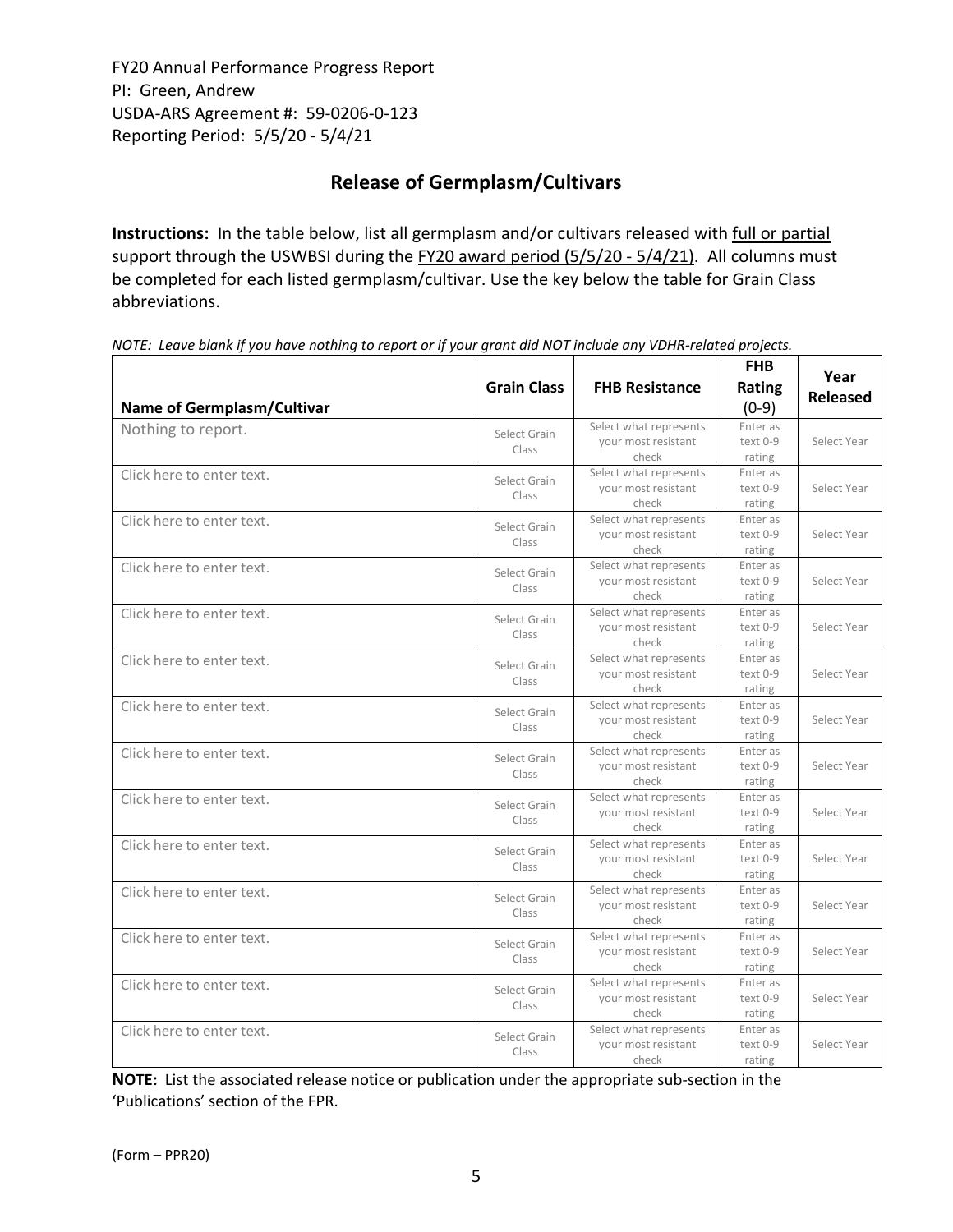FY20 Annual Performance Progress Report
PI: Green, Andrew
USDA-ARS Agreement #: 59-0206-0-123
Reporting Period: 5/5/20 - 5/4/21

## Release of Germplasm/Cultivars

**Instructions:** In the table below, list all germplasm and/or cultivars released with full or partial support through the USWBSI during the FY20 award period (5/5/20 - 5/4/21). All columns must be completed for each listed germplasm/cultivar. Use the key below the table for Grain Class abbreviations.

*NOTE: Leave blank if you have nothing to report or if your grant did NOT include any VDHR-related projects.*

| Name of Germplasm/Cultivar | Grain Class | FHB Resistance | FHB Rating (0-9) | Year Released |
|---|---|---|---|---|
| Nothing to report. | Select Grain Class | Select what represents your most resistant check | Enter as text 0-9 rating | Select Year |
| Click here to enter text. | Select Grain Class | Select what represents your most resistant check | Enter as text 0-9 rating | Select Year |
| Click here to enter text. | Select Grain Class | Select what represents your most resistant check | Enter as text 0-9 rating | Select Year |
| Click here to enter text. | Select Grain Class | Select what represents your most resistant check | Enter as text 0-9 rating | Select Year |
| Click here to enter text. | Select Grain Class | Select what represents your most resistant check | Enter as text 0-9 rating | Select Year |
| Click here to enter text. | Select Grain Class | Select what represents your most resistant check | Enter as text 0-9 rating | Select Year |
| Click here to enter text. | Select Grain Class | Select what represents your most resistant check | Enter as text 0-9 rating | Select Year |
| Click here to enter text. | Select Grain Class | Select what represents your most resistant check | Enter as text 0-9 rating | Select Year |
| Click here to enter text. | Select Grain Class | Select what represents your most resistant check | Enter as text 0-9 rating | Select Year |
| Click here to enter text. | Select Grain Class | Select what represents your most resistant check | Enter as text 0-9 rating | Select Year |
| Click here to enter text. | Select Grain Class | Select what represents your most resistant check | Enter as text 0-9 rating | Select Year |
| Click here to enter text. | Select Grain Class | Select what represents your most resistant check | Enter as text 0-9 rating | Select Year |
| Click here to enter text. | Select Grain Class | Select what represents your most resistant check | Enter as text 0-9 rating | Select Year |
| Click here to enter text. | Select Grain Class | Select what represents your most resistant check | Enter as text 0-9 rating | Select Year |

**NOTE:** List the associated release notice or publication under the appropriate sub-section in the 'Publications' section of the FPR.

(Form – PPR20)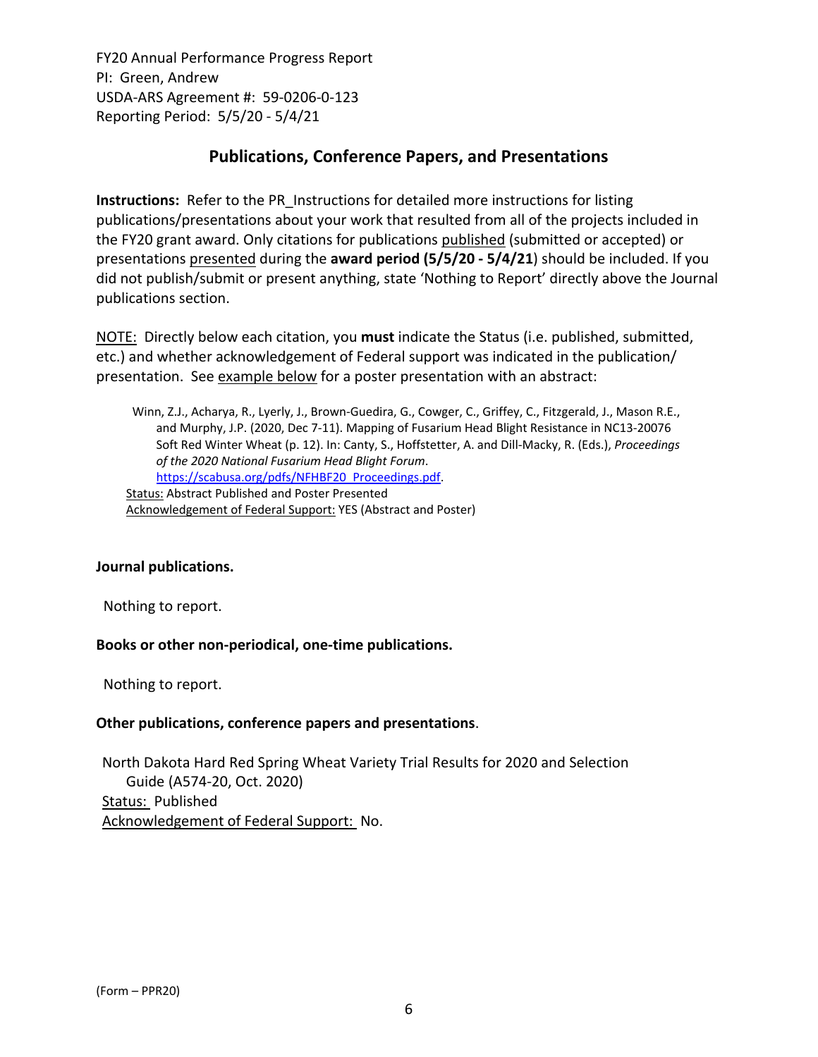FY20 Annual Performance Progress Report
PI: Green, Andrew
USDA-ARS Agreement #: 59-0206-0-123
Reporting Period: 5/5/20 - 5/4/21

## Publications, Conference Papers, and Presentations

**Instructions:** Refer to the PR_Instructions for detailed more instructions for listing publications/presentations about your work that resulted from all of the projects included in the FY20 grant award. Only citations for publications published (submitted or accepted) or presentations presented during the **award period (5/5/20 - 5/4/21)** should be included. If you did not publish/submit or present anything, state 'Nothing to Report' directly above the Journal publications section.

NOTE: Directly below each citation, you **must** indicate the Status (i.e. published, submitted, etc.) and whether acknowledgement of Federal support was indicated in the publication/presentation. See example below for a poster presentation with an abstract:

> Winn, Z.J., Acharya, R., Lyerly, J., Brown-Guedira, G., Cowger, C., Griffey, C., Fitzgerald, J., Mason R.E., and Murphy, J.P. (2020, Dec 7-11). Mapping of Fusarium Head Blight Resistance in NC13-20076 Soft Red Winter Wheat (p. 12). In: Canty, S., Hoffstetter, A. and Dill-Macky, R. (Eds.), *Proceedings of the 2020 National Fusarium Head Blight Forum*. https://scabusa.org/pdfs/NFHBF20_Proceedings.pdf.
> Status: Abstract Published and Poster Presented
> Acknowledgement of Federal Support: YES (Abstract and Poster)

**Journal publications.**

Nothing to report.

**Books or other non-periodical, one-time publications.**

Nothing to report.

**Other publications, conference papers and presentations**.

North Dakota Hard Red Spring Wheat Variety Trial Results for 2020 and Selection Guide (A574-20, Oct. 2020)
Status: Published
Acknowledgement of Federal Support: No.

(Form – PPR20)